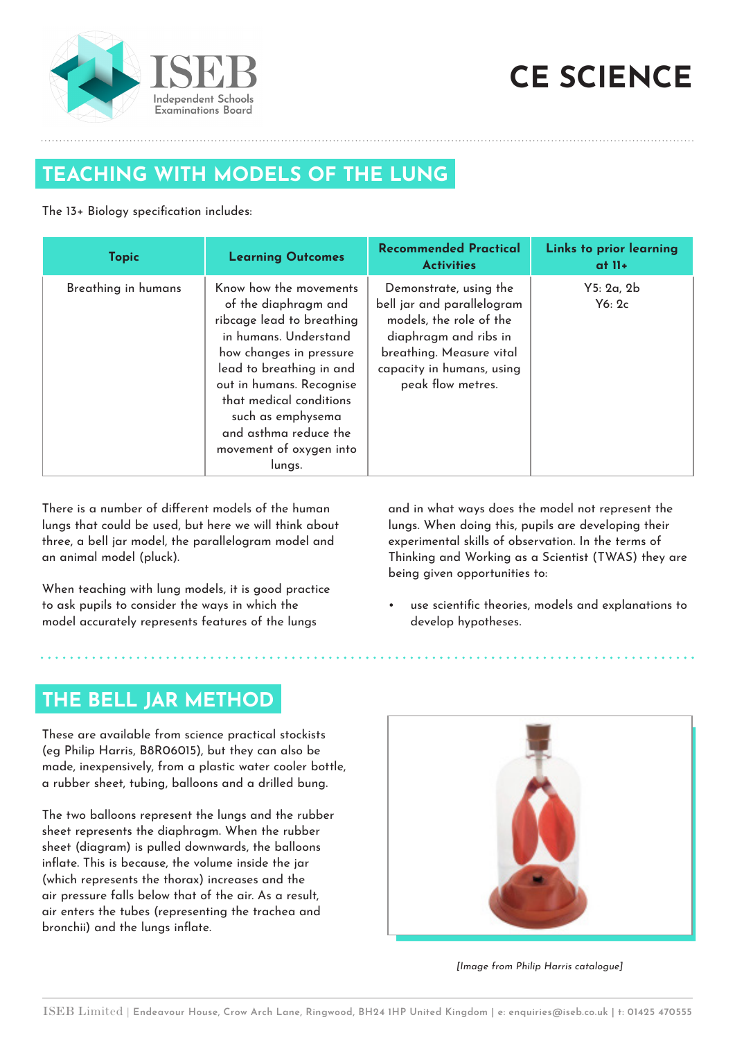# CE SCIENCE

## TEACHING WITH MODELS OF THE LUNG

The 13+ Biology specification includes:

| Topic | Learning Outcomes | Recommended Practical Activities | Links to prior learning at 11+ |
|---|---|---|---|
| Breathing in humans | Know how the movements of the diaphragm and ribcage lead to breathing in humans. Understand how changes in pressure lead to breathing in and out in humans. Recognise that medical conditions such as emphysema and asthma reduce the movement of oxygen into lungs. | Demonstrate, using the bell jar and parallelogram models, the role of the diaphragm and ribs in breathing. Measure vital capacity in humans, using peak flow metres. | Y5: 2a, 2b<br>Y6: 2c |

There is a number of different models of the human lungs that could be used, but here we will think about three, a bell jar model, the parallelogram model and an animal model (pluck).

When teaching with lung models, it is good practice to ask pupils to consider the ways in which the model accurately represents features of the lungs and in what ways does the model not represent the lungs. When doing this, pupils are developing their experimental skills of observation. In the terms of Thinking and Working as a Scientist (TWAS) they are being given opportunities to:

- use scientific theories, models and explanations to develop hypotheses.

## THE BELL JAR METHOD

These are available from science practical stockists (eg Philip Harris, B8R06015), but they can also be made, inexpensively, from a plastic water cooler bottle, a rubber sheet, tubing, balloons and a drilled bung.

The two balloons represent the lungs and the rubber sheet represents the diaphragm. When the rubber sheet (diagram) is pulled downwards, the balloons inflate. This is because, the volume inside the jar (which represents the thorax) increases and the air pressure falls below that of the air. As a result, air enters the tubes (representing the trachea and bronchii) and the lungs inflate.

*[Image from Philip Harris catalogue]*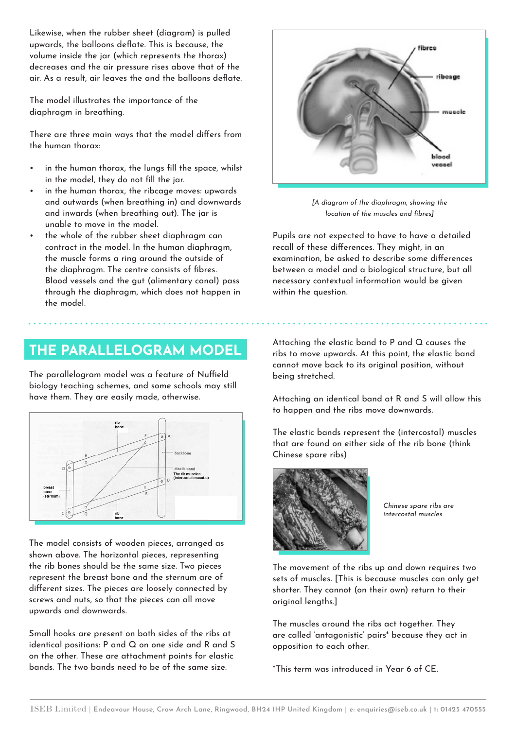Likewise, when the rubber sheet (diagram) is pulled upwards, the balloons deflate. This is because, the volume inside the jar (which represents the thorax) decreases and the air pressure rises above that of the air. As a result, air leaves the and the balloons deflate.

The model illustrates the importance of the diaphragm in breathing.

There are three main ways that the model differs from the human thorax:

- in the human thorax, the lungs fill the space, whilst in the model, they do not fill the jar.
- in the human thorax, the ribcage moves: upwards and outwards (when breathing in) and downwards and inwards (when breathing out). The jar is unable to move in the model.
- the whole of the rubber sheet diaphragm can contract in the model. In the human diaphragm, the muscle forms a ring around the outside of the diaphragm. The centre consists of fibres. Blood vessels and the gut (alimentary canal) pass through the diaphragm, which does not happen in the model.

*[A diagram of the diaphragm, showing the location of the muscles and fibres]*

Pupils are not expected to have to have a detailed recall of these differences. They might, in an examination, be asked to describe some differences between a model and a biological structure, but all necessary contextual information would be given within the question.

## THE PARALLELOGRAM MODEL

The parallelogram model was a feature of Nuffield biology teaching schemes, and some schools may still have them. They are easily made, otherwise.

The model consists of wooden pieces, arranged as shown above. The horizontal pieces, representing the rib bones should be the same size. Two pieces represent the breast bone and the sternum are of different sizes. The pieces are loosely connected by screws and nuts, so that the pieces can all move upwards and downwards.

Small hooks are present on both sides of the ribs at identical positions: P and Q on one side and R and S on the other. These are attachment points for elastic bands. The two bands need to be of the same size.

Attaching the elastic band to P and Q causes the ribs to move upwards. At this point, the elastic band cannot move back to its original position, without being stretched.

Attaching an identical band at R and S will allow this to happen and the ribs move downwards.

The elastic bands represent the (intercostal) muscles that are found on either side of the rib bone (think Chinese spare ribs)

*Chinese spare ribs are intercostal muscles*

The movement of the ribs up and down requires two sets of muscles. [This is because muscles can only get shorter. They cannot (on their own) return to their original lengths.]

The muscles around the ribs act together. They are called 'antagonistic' pairs* because they act in opposition to each other.

*This term was introduced in Year 6 of CE.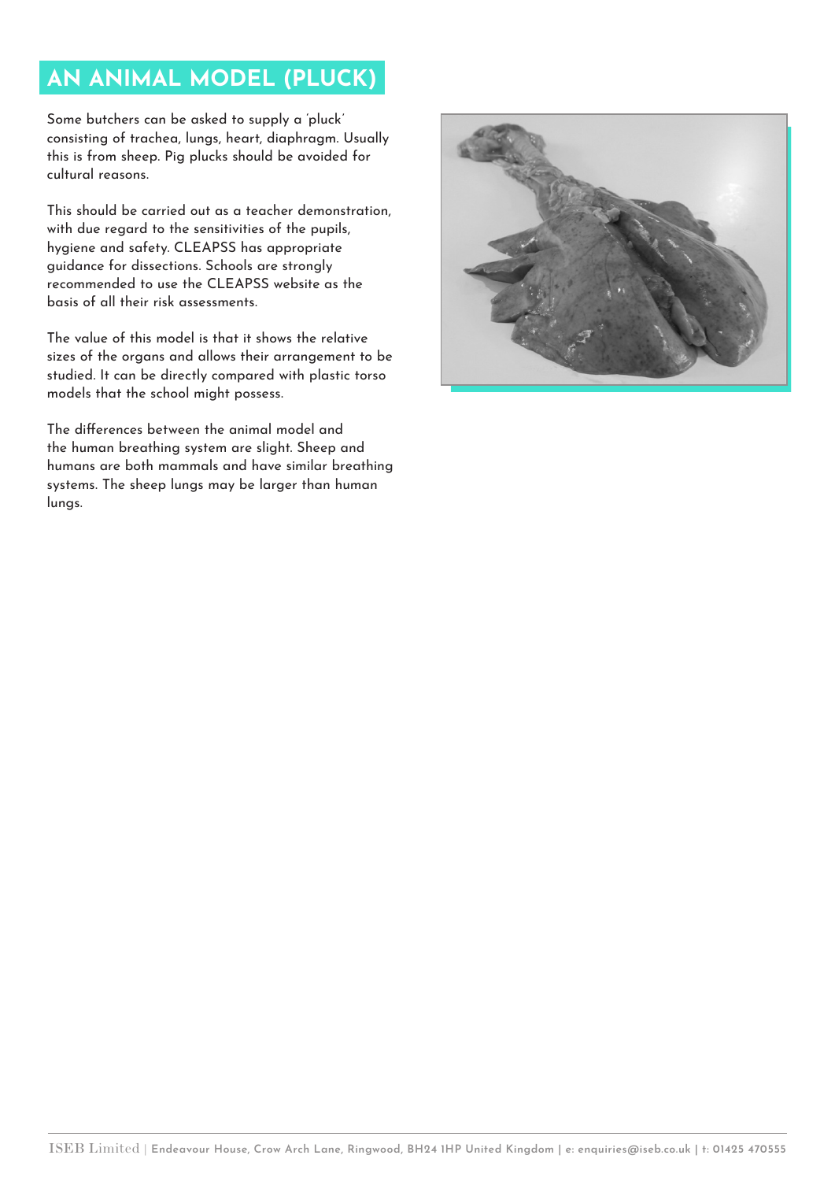## AN ANIMAL MODEL (PLUCK)

Some butchers can be asked to supply a 'pluck' consisting of trachea, lungs, heart, diaphragm. Usually this is from sheep. Pig plucks should be avoided for cultural reasons.

This should be carried out as a teacher demonstration, with due regard to the sensitivities of the pupils, hygiene and safety. CLEAPSS has appropriate guidance for dissections. Schools are strongly recommended to use the CLEAPSS website as the basis of all their risk assessments.

The value of this model is that it shows the relative sizes of the organs and allows their arrangement to be studied. It can be directly compared with plastic torso models that the school might possess.

The differences between the animal model and the human breathing system are slight. Sheep and humans are both mammals and have similar breathing systems. The sheep lungs may be larger than human lungs.